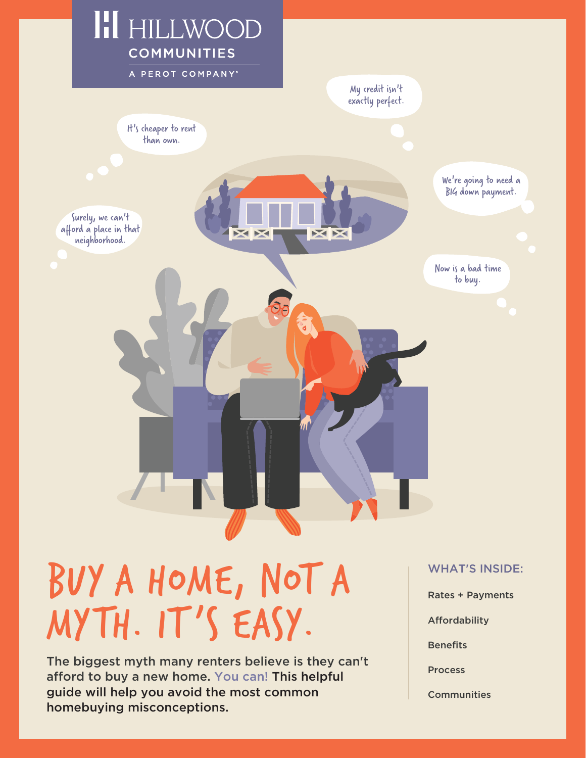HILLWOOD COMMUNITIES

A PEROT COMPANY®

It's cheaper to rent than own.

My credit isn't exactly perfect.

We're going to need a BIG down payment.

Surely, we can't afford a place in that neighborhood.

Now is a bad time to buy.

# BUY A HOME, NOT A MYTH. IT'S EASY.

The biggest myth many renters believe is they can't afford to buy a new home. You can! This helpful guide will help you avoid the most common homebuying misconceptions.

## WHAT'S INSIDE:

- Rates + Payments
- Affordability
- Benefits
- Process
- Communities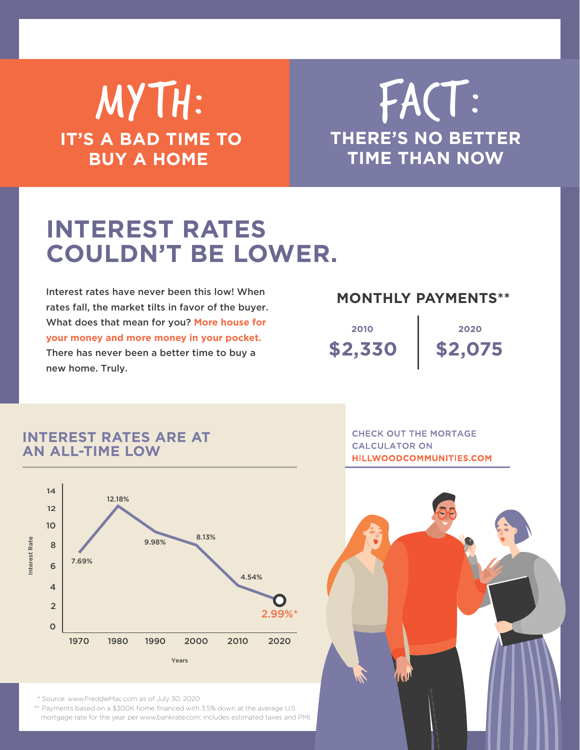# MYTH: IT'S A BAD TIME TO BUY A HOME

# FACT: THERE'S NO BETTER TIME THAN NOW

## INTEREST RATES COULDN'T BE LOWER.

Interest rates have never been this low! When rates fall, the market tilts in favor of the buyer. What does that mean for you? **More house for your money and more money in your pocket.** There has never been a better time to buy a new home. Truly.

### MONTHLY PAYMENTS**

| 2010 | 2020 |
| --- | --- |
| $2,330 | $2,075 |

### INTEREST RATES ARE AT AN ALL-TIME LOW

| Years | Interest Rate |
| --- | --- |
| 1970 | 7.69% |
| 1980 | 12.18% |
| 1990 | 9.98% |
| 2000 | 8.13% |
| 2010 | 4.54% |
| 2020 | 2.99%* |

CHECK OUT THE MORTAGE CALCULATOR ON **HILLWOODCOMMUNITIES.COM**

\* Source: www.FreddieMac.com as of July 30, 2020

** Payments based on a $300K home financed with 3.5% down at the average U.S. mortgage rate for the year per www.bankrate.com; includes estimated taxes and PMI.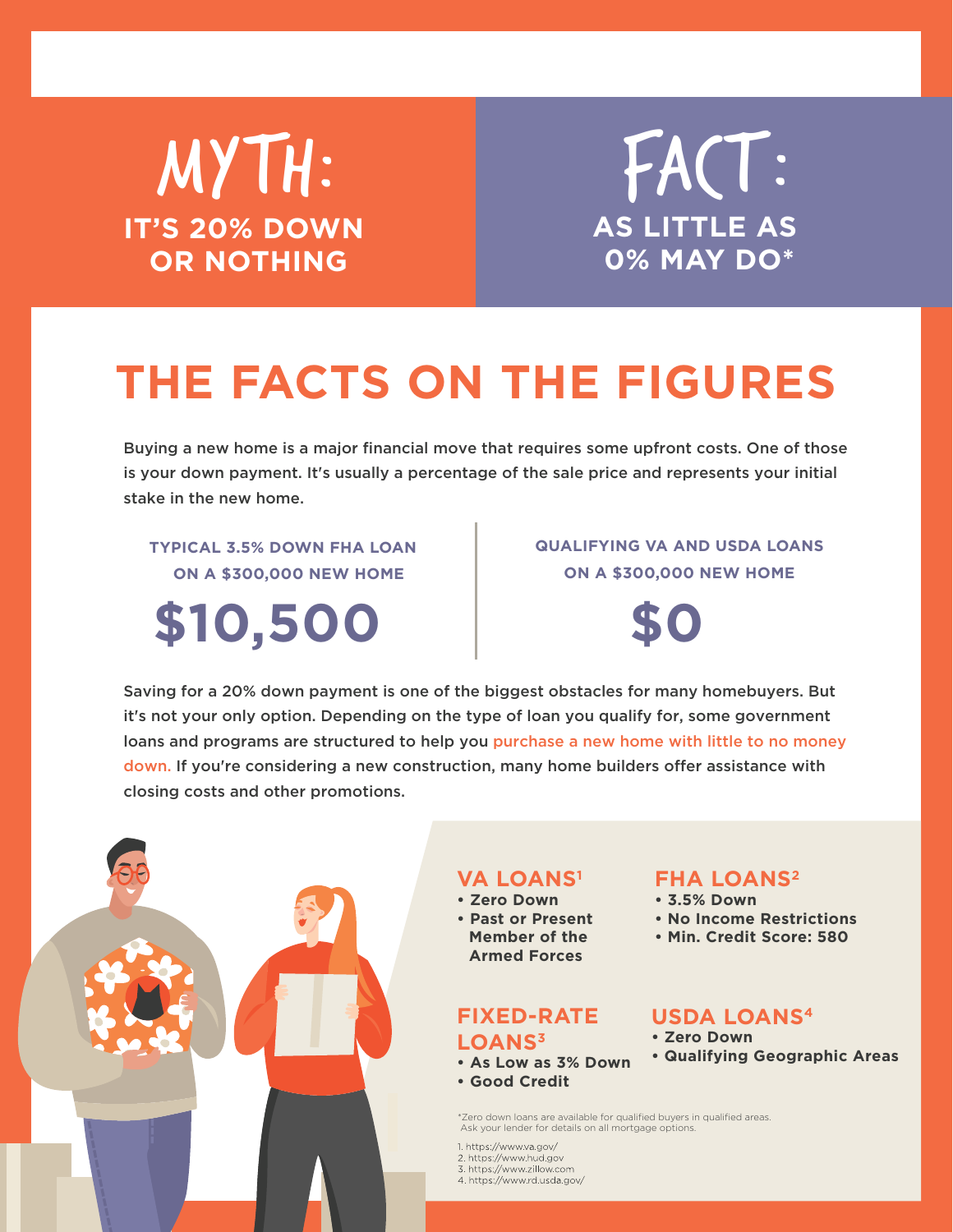## MYTH:

**IT'S 20% DOWN OR NOTHING**

## FACT:

**AS LITTLE AS 0% MAY DO***

# THE FACTS ON THE FIGURES

Buying a new home is a major financial move that requires some upfront costs. One of those is your down payment. It's usually a percentage of the sale price and represents your initial stake in the new home.

**TYPICAL 3.5% DOWN FHA LOAN ON A $300,000 NEW HOME**

**$10,500**

**QUALIFYING VA AND USDA LOANS ON A $300,000 NEW HOME**

**$0**

Saving for a 20% down payment is one of the biggest obstacles for many homebuyers. But it's not your only option. Depending on the type of loan you qualify for, some government loans and programs are structured to help you purchase a new home with little to no money down. If you're considering a new construction, many home builders offer assistance with closing costs and other promotions.

### VA LOANS[1]

- **Zero Down**
- **Past or Present Member of the Armed Forces**

### FHA LOANS[2]

- **3.5% Down**
- **No Income Restrictions**
- **Min. Credit Score: 580**

### FIXED-RATE LOANS[3]

- **As Low as 3% Down**
- **Good Credit**

### USDA LOANS[4]

- **Zero Down**
- **Qualifying Geographic Areas**

*Zero down loans are available for qualified buyers in qualified areas. Ask your lender for details on all mortgage options.

1. https://www.va.gov/
2. https://www.hud.gov
3. https://www.zillow.com
4. https://www.rd.usda.gov/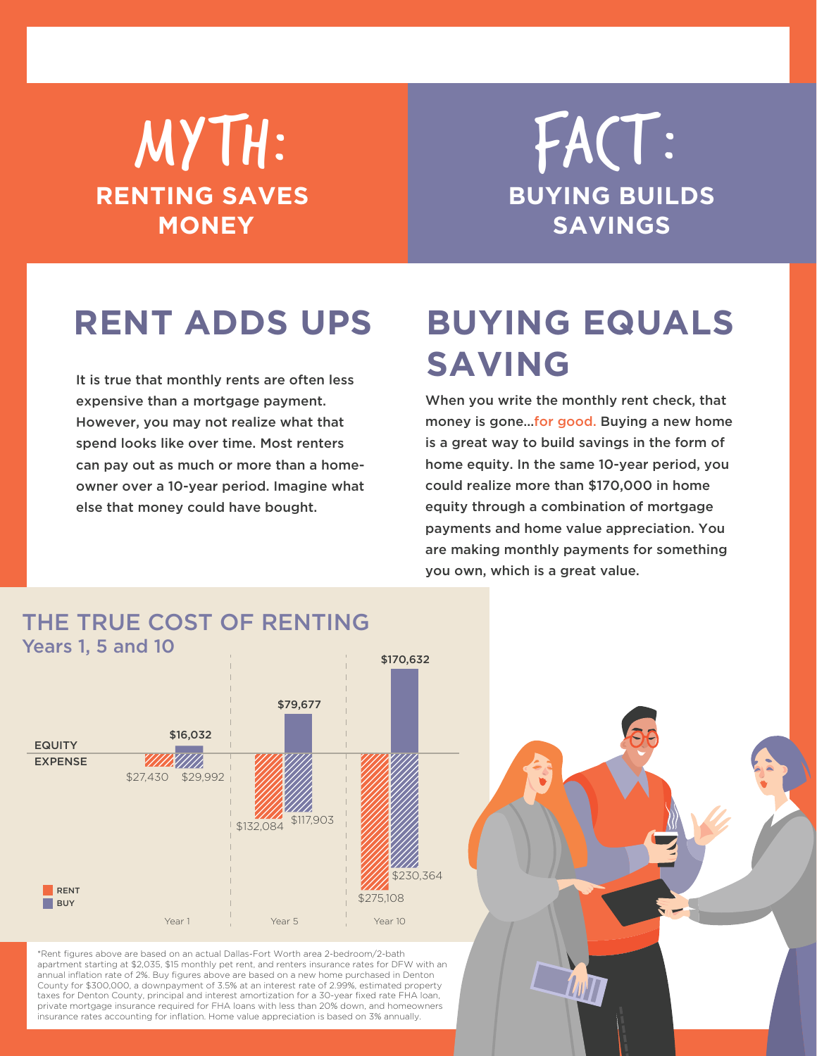# MYTH: RENTING SAVES MONEY

# FACT: BUYING BUILDS SAVINGS

## RENT ADDS UPS

It is true that monthly rents are often less expensive than a mortgage payment. However, you may not realize what that spend looks like over time. Most renters can pay out as much or more than a home-owner over a 10-year period. Imagine what else that money could have bought.

## BUYING EQUALS SAVING

When you write the monthly rent check, that money is gone...for good. Buying a new home is a great way to build savings in the form of home equity. In the same 10-year period, you could realize more than $170,000 in home equity through a combination of mortgage payments and home value appreciation. You are making monthly payments for something you own, which is a great value.

### THE TRUE COST OF RENTING

Years 1, 5 and 10

| | Year 1 | Year 5 | Year 10 |
|---|---|---|---|
| Equity (Buy) | $16,032 | $79,677 | $170,632 |
| Expense (Rent) | $27,430 | $132,084 | $275,108 |
| Expense (Buy) | $29,992 | $117,903 | $230,364 |

*Rent figures above are based on an actual Dallas-Fort Worth area 2-bedroom/2-bath apartment starting at $2,035, $15 monthly pet rent, and renters insurance rates for DFW with an annual inflation rate of 2%. Buy figures above are based on a new home purchased in Denton County for $300,000, a downpayment of 3.5% at an interest rate of 2.99%, estimated property taxes for Denton County, principal and interest amortization for a 30-year fixed rate FHA loan, private mortgage insurance required for FHA loans with less than 20% down, and homeowners insurance rates accounting for inflation. Home value appreciation is based on 3% annually.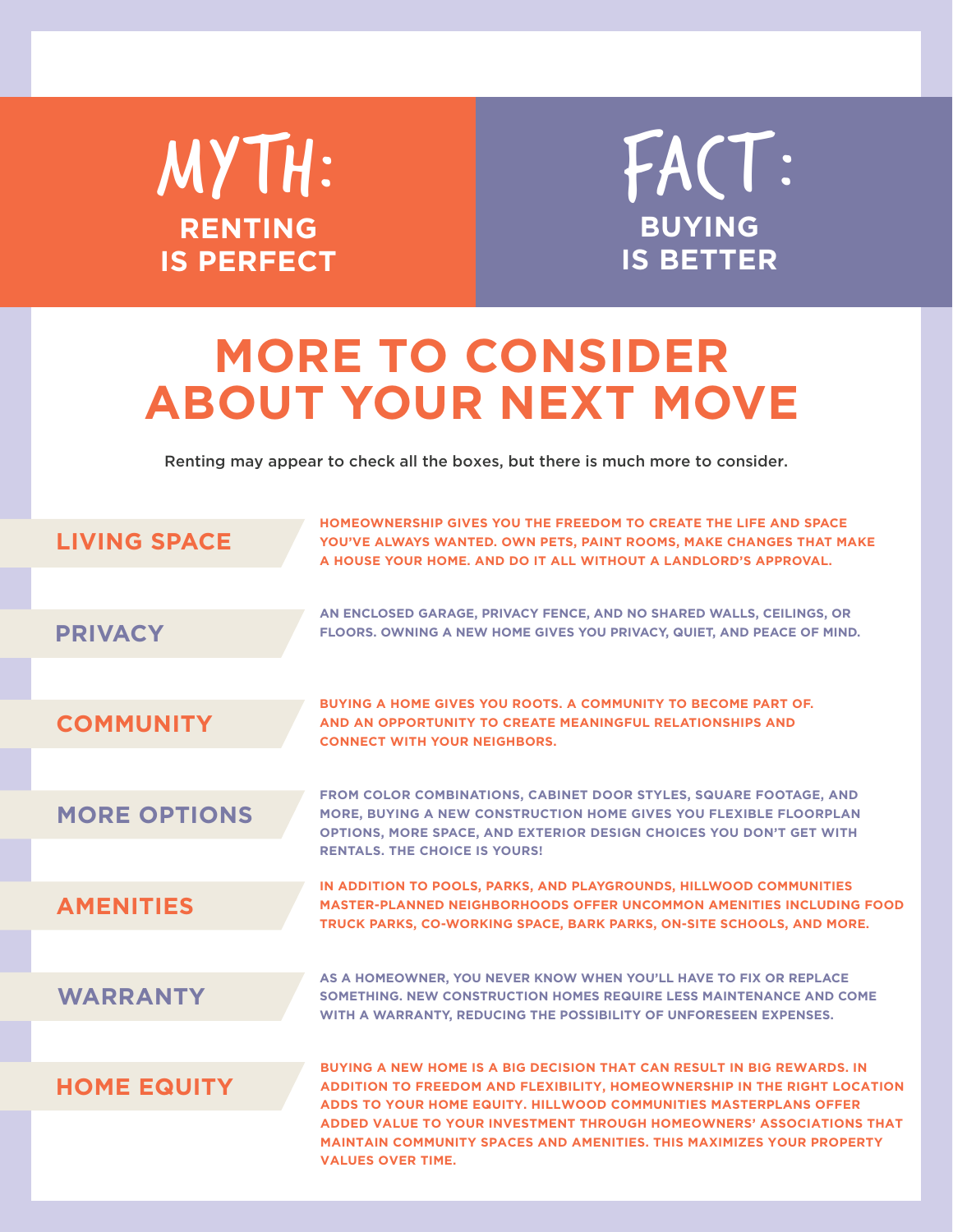## MYTH: RENTING IS PERFECT

## FACT: BUYING IS BETTER

# MORE TO CONSIDER ABOUT YOUR NEXT MOVE

Renting may appear to check all the boxes, but there is much more to consider.

### LIVING SPACE

HOMEOWNERSHIP GIVES YOU THE FREEDOM TO CREATE THE LIFE AND SPACE YOU'VE ALWAYS WANTED. OWN PETS, PAINT ROOMS, MAKE CHANGES THAT MAKE A HOUSE YOUR HOME. AND DO IT ALL WITHOUT A LANDLORD'S APPROVAL.

### PRIVACY

AN ENCLOSED GARAGE, PRIVACY FENCE, AND NO SHARED WALLS, CEILINGS, OR FLOORS. OWNING A NEW HOME GIVES YOU PRIVACY, QUIET, AND PEACE OF MIND.

### COMMUNITY

BUYING A HOME GIVES YOU ROOTS. A COMMUNITY TO BECOME PART OF. AND AN OPPORTUNITY TO CREATE MEANINGFUL RELATIONSHIPS AND CONNECT WITH YOUR NEIGHBORS.

### MORE OPTIONS

FROM COLOR COMBINATIONS, CABINET DOOR STYLES, SQUARE FOOTAGE, AND MORE, BUYING A NEW CONSTRUCTION HOME GIVES YOU FLEXIBLE FLOORPLAN OPTIONS, MORE SPACE, AND EXTERIOR DESIGN CHOICES YOU DON'T GET WITH RENTALS. THE CHOICE IS YOURS!

### AMENITIES

IN ADDITION TO POOLS, PARKS, AND PLAYGROUNDS, HILLWOOD COMMUNITIES MASTER-PLANNED NEIGHBORHOODS OFFER UNCOMMON AMENITIES INCLUDING FOOD TRUCK PARKS, CO-WORKING SPACE, BARK PARKS, ON-SITE SCHOOLS, AND MORE.

### WARRANTY

AS A HOMEOWNER, YOU NEVER KNOW WHEN YOU'LL HAVE TO FIX OR REPLACE SOMETHING. NEW CONSTRUCTION HOMES REQUIRE LESS MAINTENANCE AND COME WITH A WARRANTY, REDUCING THE POSSIBILITY OF UNFORESEEN EXPENSES.

### HOME EQUITY

BUYING A NEW HOME IS A BIG DECISION THAT CAN RESULT IN BIG REWARDS. IN ADDITION TO FREEDOM AND FLEXIBILITY, HOMEOWNERSHIP IN THE RIGHT LOCATION ADDS TO YOUR HOME EQUITY. HILLWOOD COMMUNITIES MASTERPLANS OFFER ADDED VALUE TO YOUR INVESTMENT THROUGH HOMEOWNERS' ASSOCIATIONS THAT MAINTAIN COMMUNITY SPACES AND AMENITIES. THIS MAXIMIZES YOUR PROPERTY VALUES OVER TIME.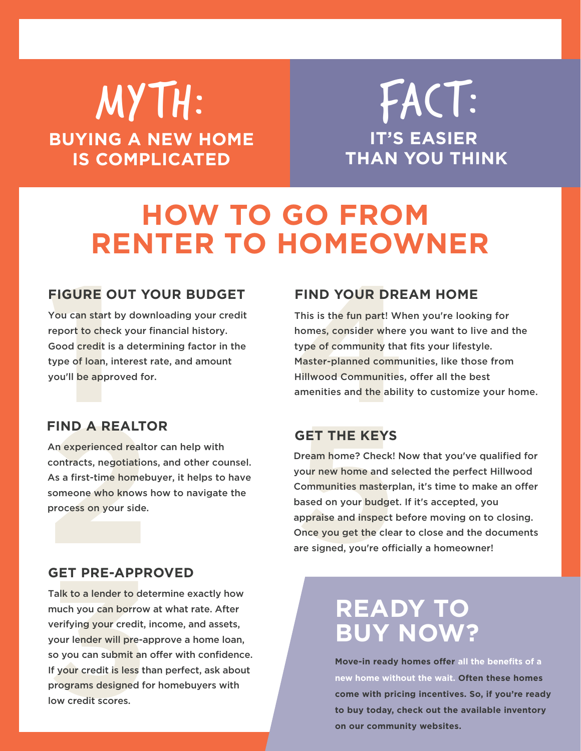## MYTH:

**BUYING A NEW HOME IS COMPLICATED**

## FACT:

**IT'S EASIER THAN YOU THINK**

# HOW TO GO FROM RENTER TO HOMEOWNER

### FIGURE OUT YOUR BUDGET

You can start by downloading your credit report to check your financial history. Good credit is a determining factor in the type of loan, interest rate, and amount you'll be approved for.

### FIND A REALTOR

An experienced realtor can help with contracts, negotiations, and other counsel. As a first-time homebuyer, it helps to have someone who knows how to navigate the process on your side.

### GET PRE-APPROVED

Talk to a lender to determine exactly how much you can borrow at what rate. After verifying your credit, income, and assets, your lender will pre-approve a home loan, so you can submit an offer with confidence. If your credit is less than perfect, ask about programs designed for homebuyers with low credit scores.

### FIND YOUR DREAM HOME

This is the fun part! When you're looking for homes, consider where you want to live and the type of community that fits your lifestyle. Master-planned communities, like those from Hillwood Communities, offer all the best amenities and the ability to customize your home.

### GET THE KEYS

Dream home? Check! Now that you've qualified for your new home and selected the perfect Hillwood Communities masterplan, it's time to make an offer based on your budget. If it's accepted, you appraise and inspect before moving on to closing. Once you get the clear to close and the documents are signed, you're officially a homeowner!

## READY TO BUY NOW?

**Move-in ready homes offer all the benefits of a new home without the wait. Often these homes come with pricing incentives. So, if you're ready to buy today, check out the available inventory on our community websites.**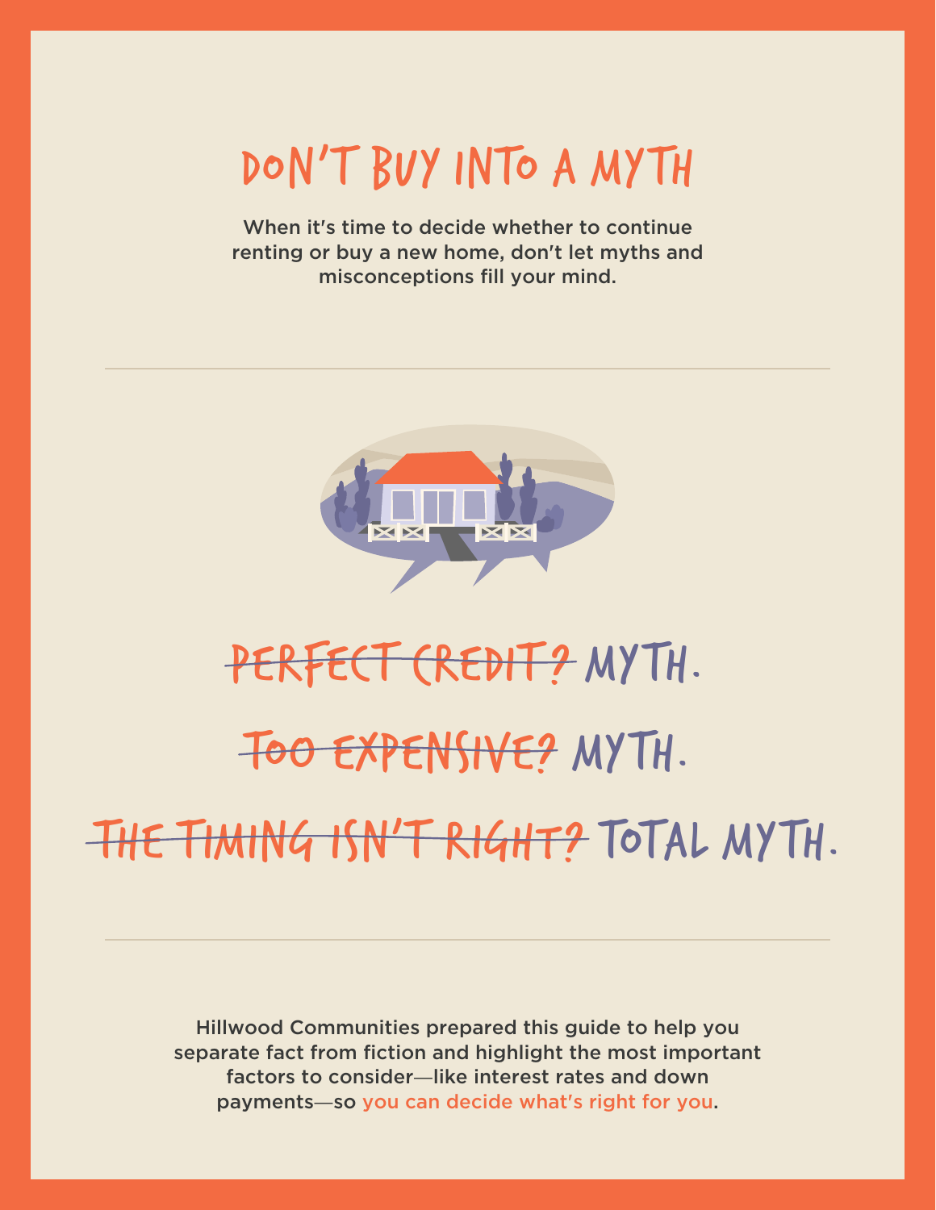# DON'T BUY INTO A MYTH

When it's time to decide whether to continue renting or buy a new home, don't let myths and misconceptions fill your mind.

~~PERFECT CREDIT?~~ MYTH.

~~TOO EXPENSIVE?~~ MYTH.

~~THE TIMING ISN'T RIGHT?~~ TOTAL MYTH.

Hillwood Communities prepared this guide to help you separate fact from fiction and highlight the most important factors to consider—like interest rates and down payments—so you can decide what's right for you.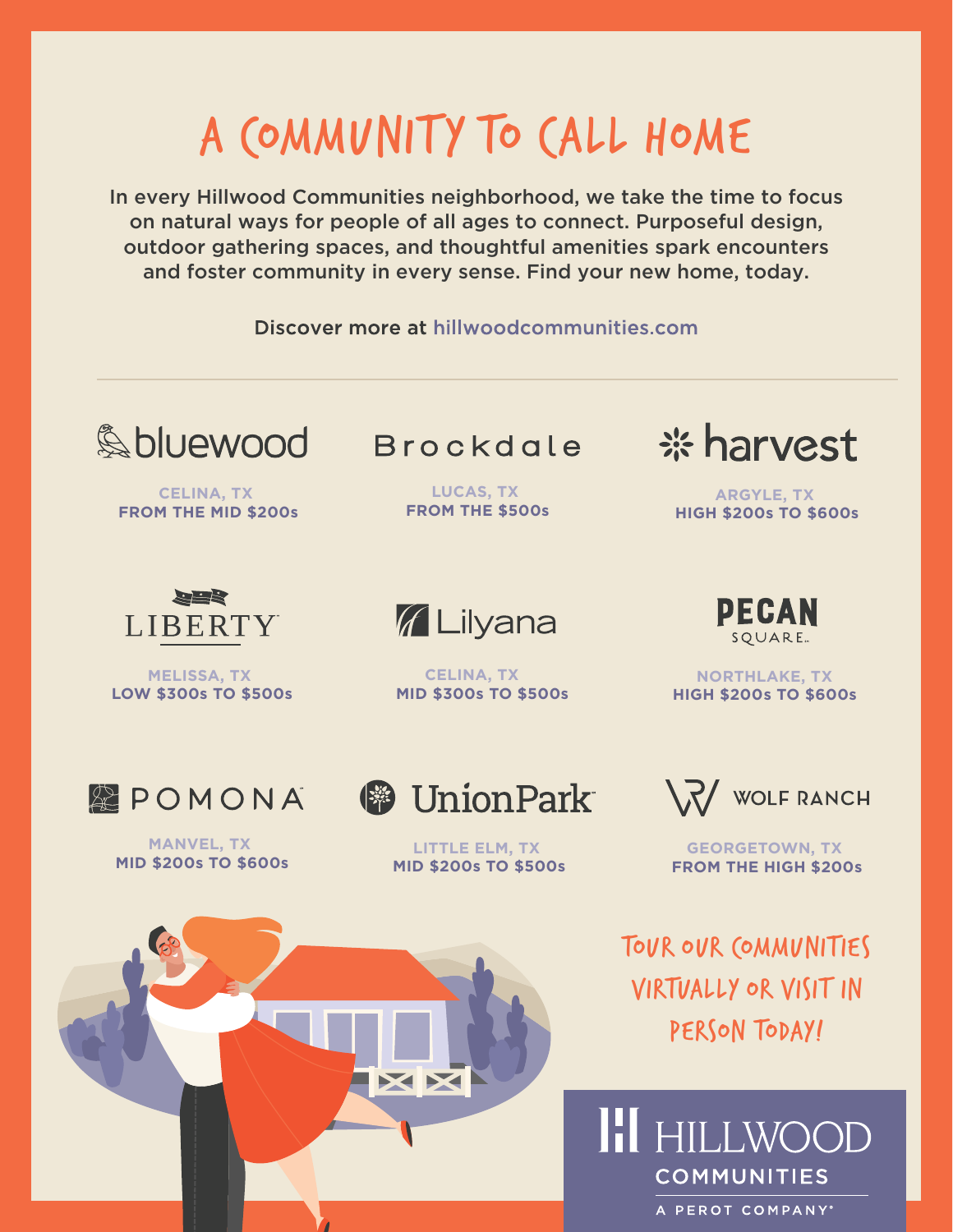# A COMMUNITY TO CALL HOME

In every Hillwood Communities neighborhood, we take the time to focus on natural ways for people of all ages to connect. Purposeful design, outdoor gathering spaces, and thoughtful amenities spark encounters and foster community in every sense. Find your new home, today.

Discover more at hillwoodcommunities.com

**bluewood**
CELINA, TX
**FROM THE MID $200s**

**Brockdale**
LUCAS, TX
**FROM THE $500s**

**harvest**
ARGYLE, TX
**HIGH $200s TO $600s**

**LIBERTY**
MELISSA, TX
**LOW $300s TO $500s**

**Lilyana**
CELINA, TX
**MID $300s TO $500s**

**PECAN SQUARE**
NORTHLAKE, TX
**HIGH $200s TO $600s**

**POMONA**
MANVEL, TX
**MID $200s TO $600s**

**UnionPark**
LITTLE ELM, TX
**MID $200s TO $500s**

**WOLF RANCH**
GEORGETOWN, TX
**FROM THE HIGH $200s**

TOUR OUR COMMUNITIES VIRTUALLY OR VISIT IN PERSON TODAY!

HILLWOOD COMMUNITIES
A PEROT COMPANY®